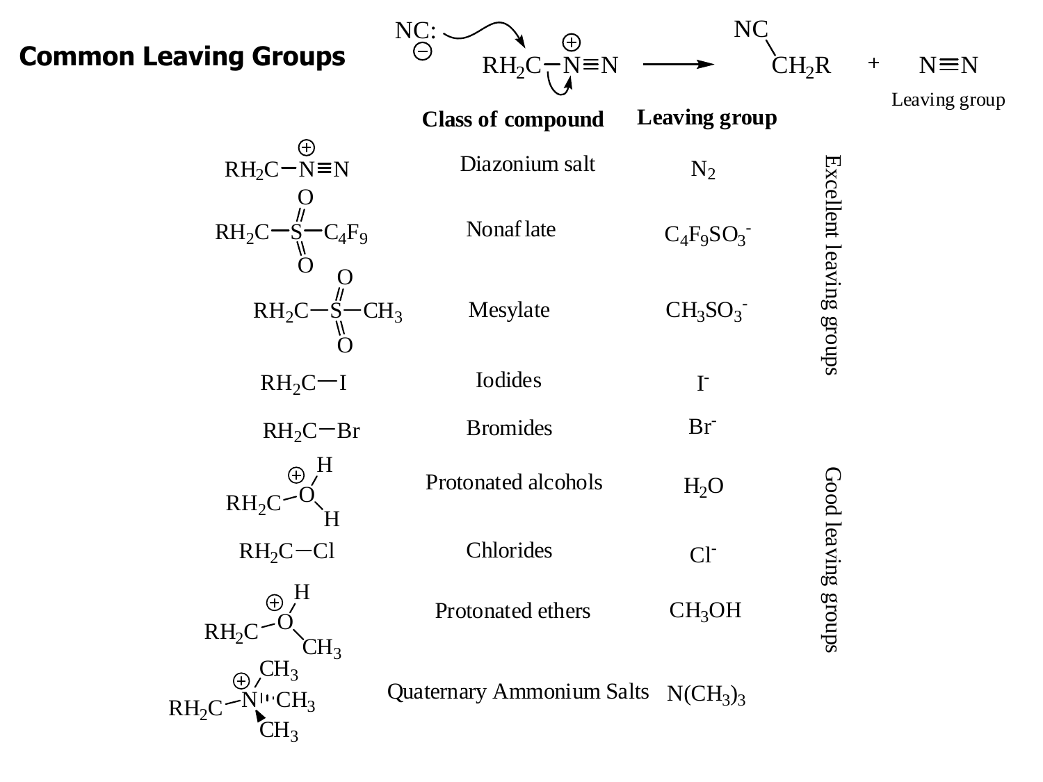# Common Leaving Groups

$$NC:^{-} + RH_2C-\overset{+}{N}\equiv N \longrightarrow NC-CH_2R + N\equiv N$$

(Leaving group: $N\equiv N$)

| Structure | Class of compound | Leaving group | |
|---|---|---|---|
| $RH_2C-\overset{+}{N}\equiv N$ | Diazonium salt | $N_2$ | Excellent leaving groups |
| $RH_2C-S(=O)_2-C_4F_9$ | Nonaflate | $C_4F_9SO_3^-$ | Excellent leaving groups |
| $RH_2C-S(=O)_2-CH_3$ | Mesylate | $CH_3SO_3^-$ | Excellent leaving groups |
| $RH_2C-I$ | Iodides | $I^-$ | Excellent leaving groups |
| $RH_2C-Br$ | Bromides | $Br^-$ | |
| $RH_2C-\overset{+}{O}H_2$ | Protonated alcohols | $H_2O$ | Good leaving groups |
| $RH_2C-Cl$ | Chlorides | $Cl^-$ | Good leaving groups |
| $RH_2C-\overset{+}{O}(H)CH_3$ | Protonated ethers | $CH_3OH$ | Good leaving groups |
| $RH_2C-\overset{+}{N}(CH_3)_3$ | Quaternary Ammonium Salts | $N(CH_3)_3$ | |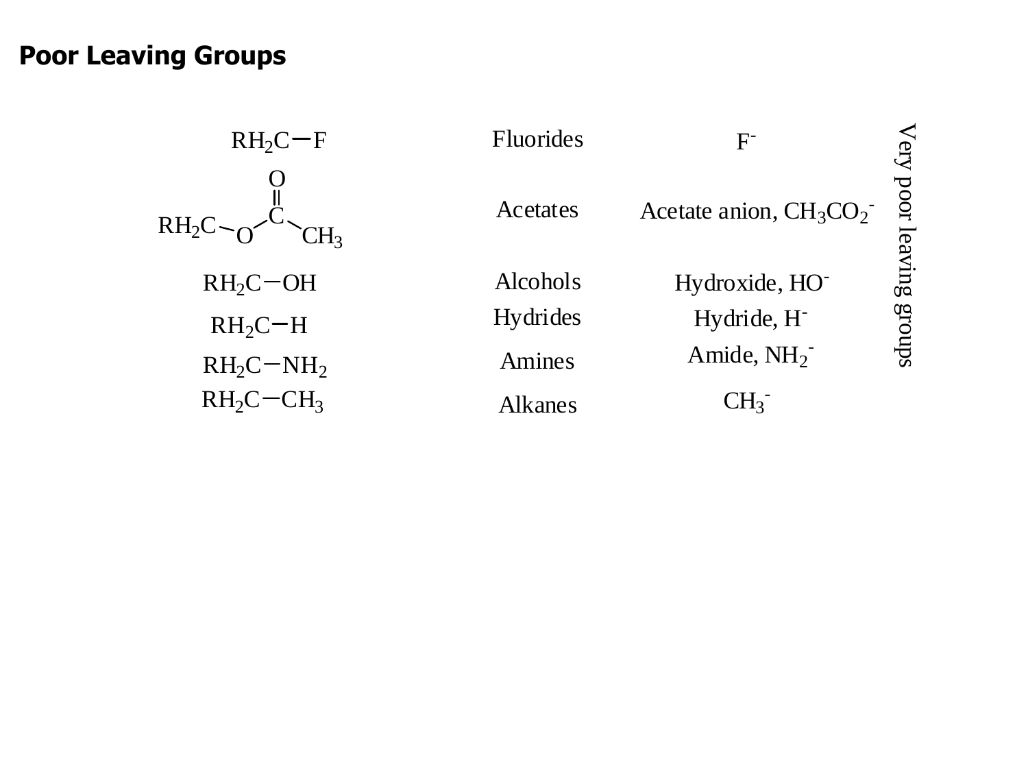## Poor Leaving Groups

| Structure | Class | Leaving group | |
|---|---|---|---|
| $RH_2C-F$ | Fluorides | $F^-$ | Very poor leaving groups |
| $RH_2C-O-C(=O)-CH_3$ | Acetates | Acetate anion, $CH_3CO_2^-$ | |
| $RH_2C-OH$ | Alcohols | Hydroxide, $HO^-$ | |
| $RH_2C-H$ | Hydrides | Hydride, $H^-$ | |
| $RH_2C-NH_2$ | Amines | Amide, $NH_2^-$ | |
| $RH_2C-CH_3$ | Alkanes | $CH_3^-$ | |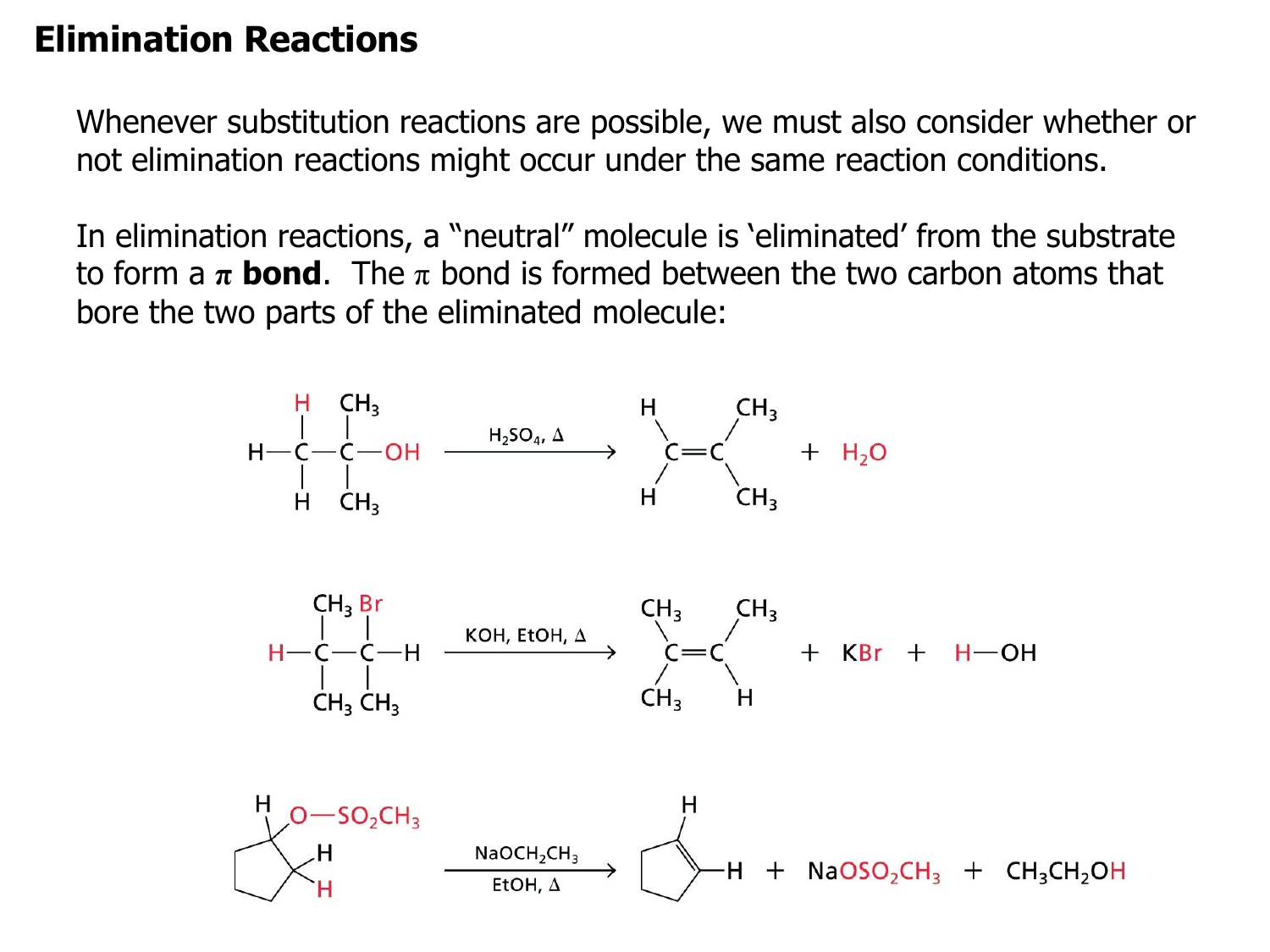# Elimination Reactions

Whenever substitution reactions are possible, we must also consider whether or not elimination reactions might occur under the same reaction conditions.

In elimination reactions, a "neutral" molecule is 'eliminated' from the substrate to form a **π bond**. The π bond is formed between the two carbon atoms that bore the two parts of the eliminated molecule:

$$H_3C\text{–}C(CH_3)_2\text{–}OH \xrightarrow{H_2SO_4,\ \Delta} H_2C{=}C(CH_3)_2 + H_2O$$

$$H\text{–}C(CH_3)_2\text{–}CH(Br)(CH_3) \xrightarrow{KOH,\ EtOH,\ \Delta} (CH_3)_2C{=}CH(CH_3) + KBr + H\text{–}OH$$

$$\text{cyclopentyl–}O\text{–}SO_2CH_3 \xrightarrow[EtOH,\ \Delta]{NaOCH_2CH_3} \text{cyclopentene} + NaOSO_2CH_3 + CH_3CH_2OH$$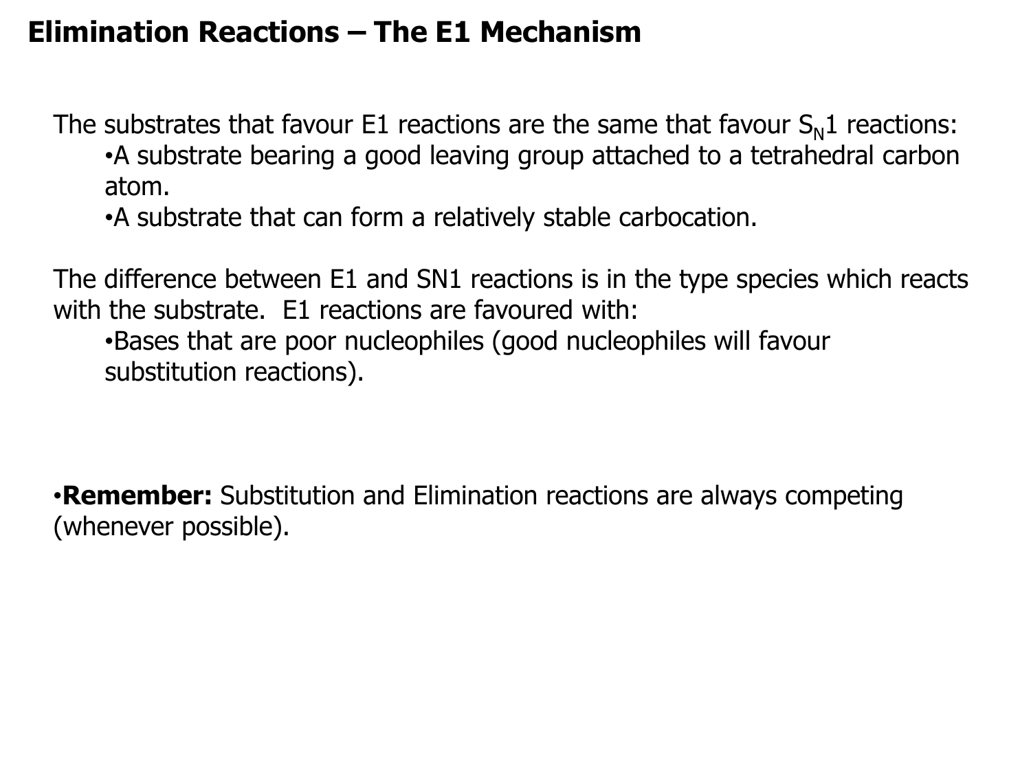# Elimination Reactions – The E1 Mechanism

The substrates that favour E1 reactions are the same that favour $S_N1$ reactions:

- A substrate bearing a good leaving group attached to a tetrahedral carbon atom.
- A substrate that can form a relatively stable carbocation.

The difference between E1 and SN1 reactions is in the type species which reacts with the substrate. E1 reactions are favoured with:

- Bases that are poor nucleophiles (good nucleophiles will favour substitution reactions).

- **Remember:** Substitution and Elimination reactions are always competing (whenever possible).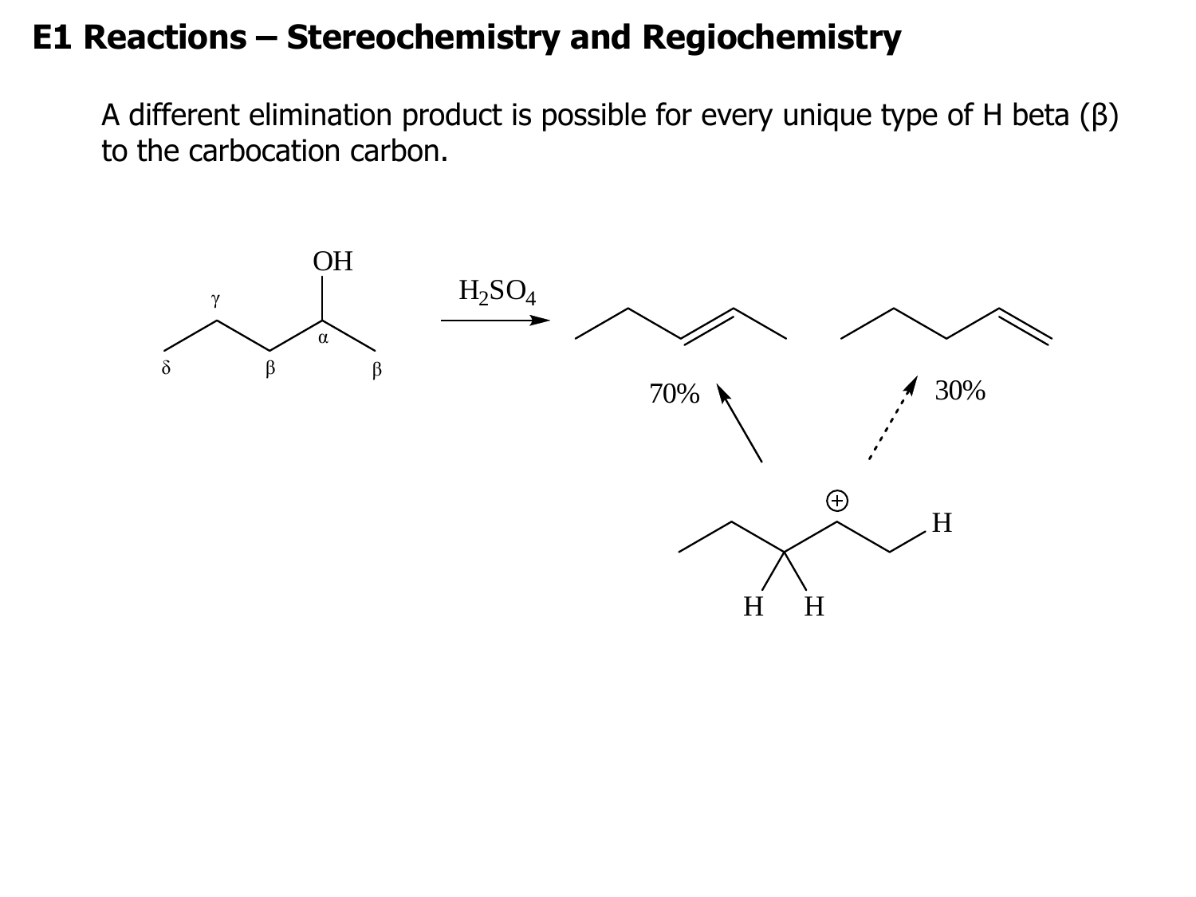# E1 Reactions – Stereochemistry and Regiochemistry

A different elimination product is possible for every unique type of H beta (β) to the carbocation carbon.

OH

γ

α

δ β β

$H_2SO_4$

70%

30%

H

H H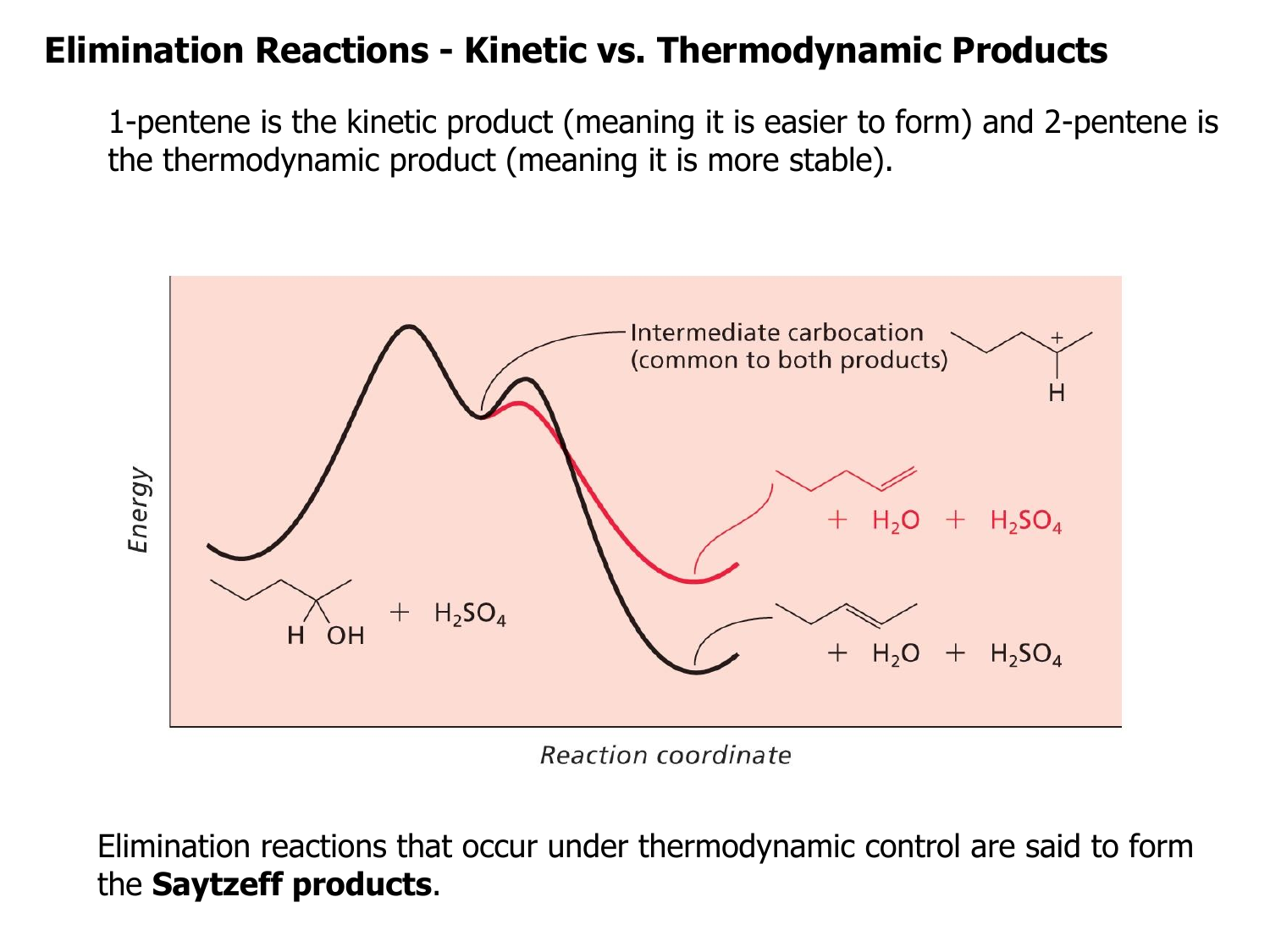# Elimination Reactions - Kinetic vs. Thermodynamic Products

1-pentene is the kinetic product (meaning it is easier to form) and 2-pentene is the thermodynamic product (meaning it is more stable).

Elimination reactions that occur under thermodynamic control are said to form the **Saytzeff products**.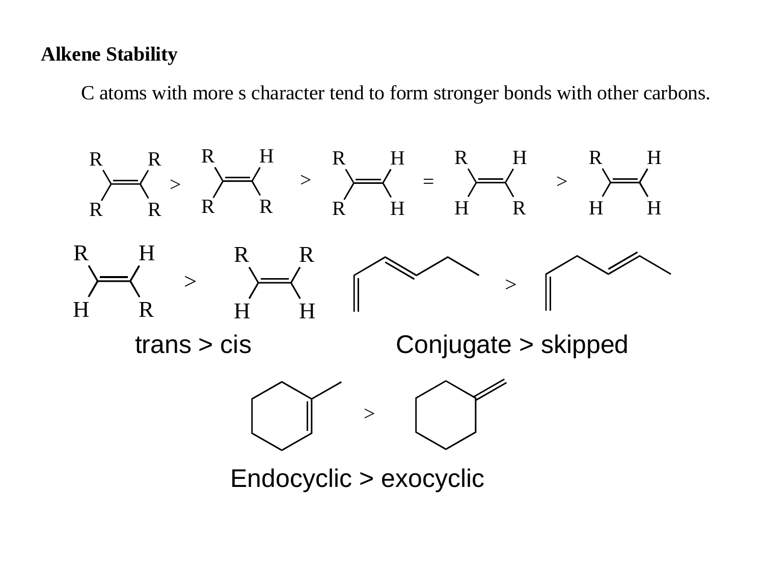**Alkene Stability**

C atoms with more s character tend to form stronger bonds with other carbons.

trans > cis

Conjugate > skipped

Endocyclic > exocyclic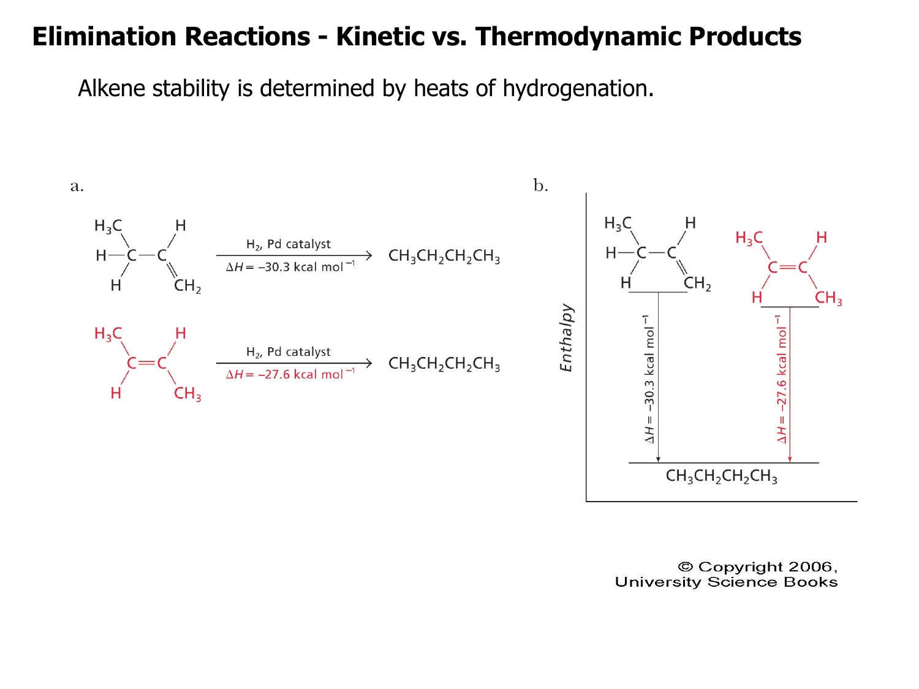# Elimination Reactions - Kinetic vs. Thermodynamic Products

Alkene stability is determined by heats of hydrogenation.

a.

$H_3C\text{–}CH_2\text{–}CH{=}CH_2$ $\xrightarrow[\Delta H = -30.3 \text{ kcal mol}^{-1}]{H_2,\ \text{Pd catalyst}}$ $CH_3CH_2CH_2CH_3$

$H_3C\text{–}CH{=}CH\text{–}CH_3$ $\xrightarrow[\Delta H = -27.6 \text{ kcal mol}^{-1}]{H_2,\ \text{Pd catalyst}}$ $CH_3CH_2CH_2CH_3$

b.

Enthalpy

$\Delta H = -30.3$ kcal mol$^{-1}$

$\Delta H = -27.6$ kcal mol$^{-1}$

$CH_3CH_2CH_2CH_3$

© Copyright 2006, University Science Books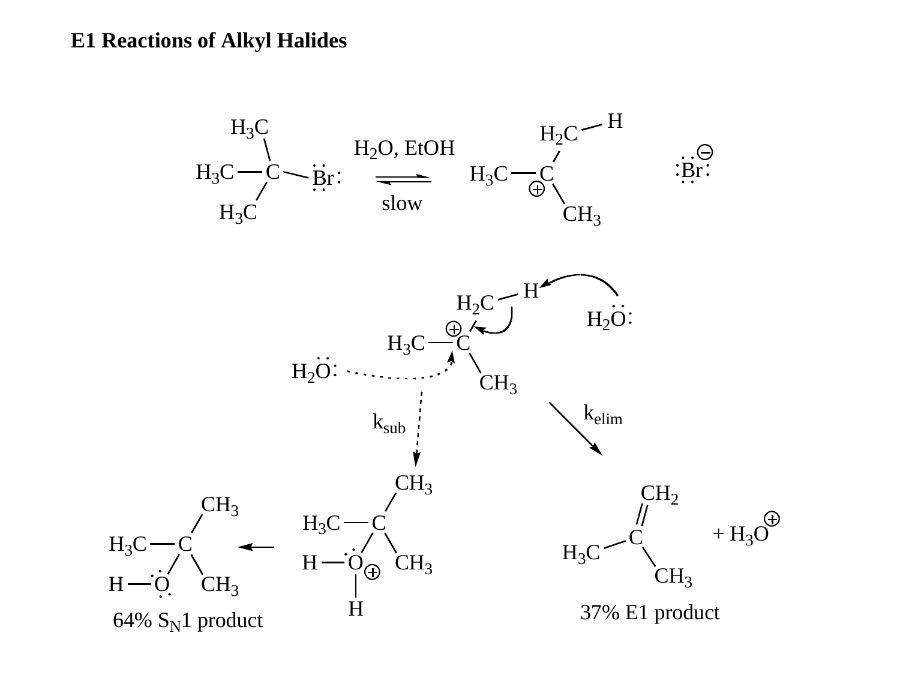# E1 Reactions of Alkyl Halides

$H_2O$, EtOH

slow

$k_{sub}$

$k_{elim}$

$+ H_3O^+$

64% $S_N1$ product

37% E1 product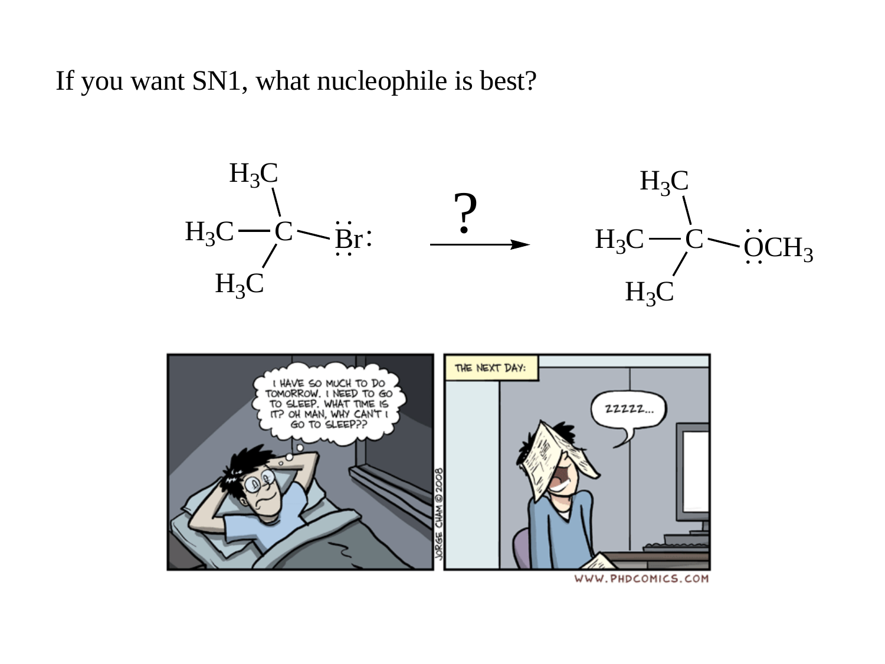If you want SN1, what nucleophile is best?

$$(CH_3)_3C{-}Br \xrightarrow{?} (CH_3)_3C{-}OCH_3$$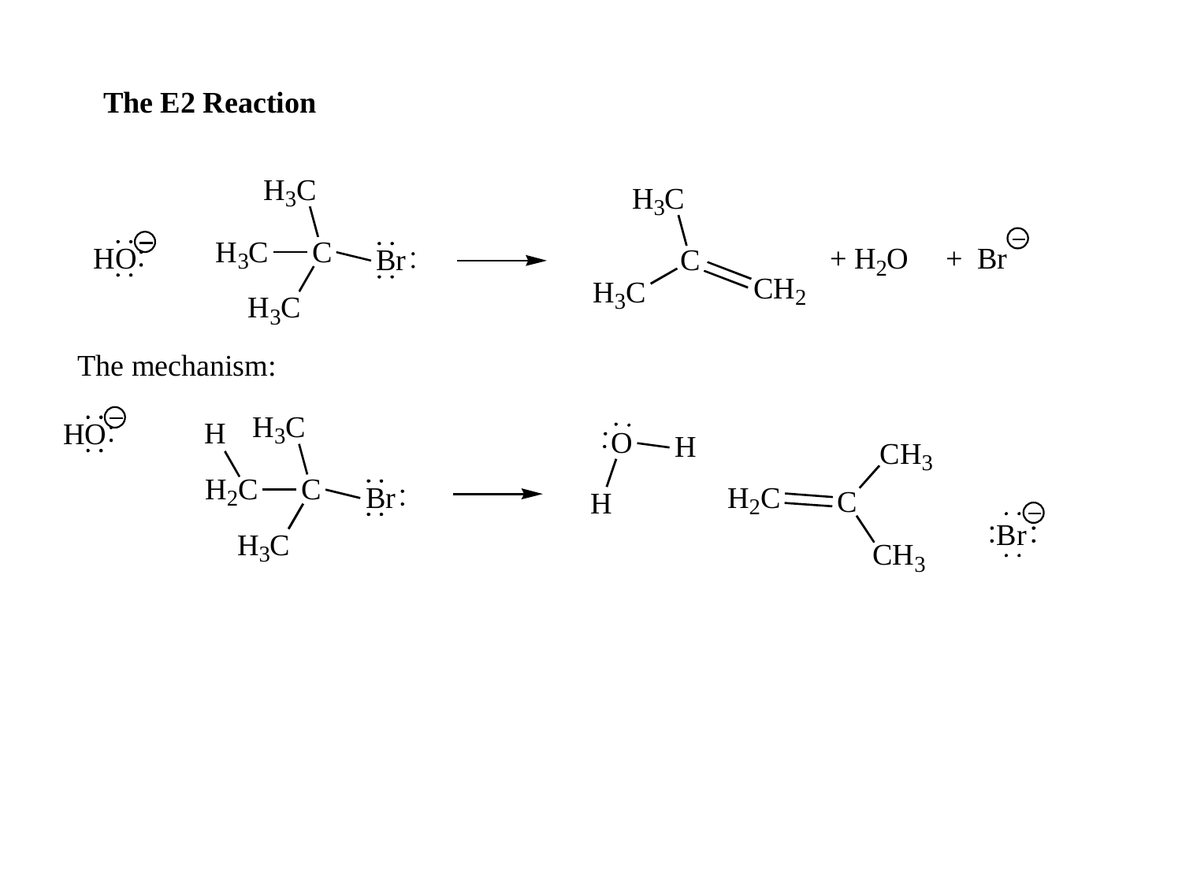## The E2 Reaction

$$HO^{-} + (H_3C)_3C\text{–}Br \longrightarrow (H_3C)_2C{=}CH_2 + H_2O + Br^{-}$$

The mechanism:

$$HO^{-} + H\text{–}H_2C\text{–}C(CH_3)_2\text{–}Br \longrightarrow H_2O + H_2C{=}C(CH_3)_2 + Br^{-}$$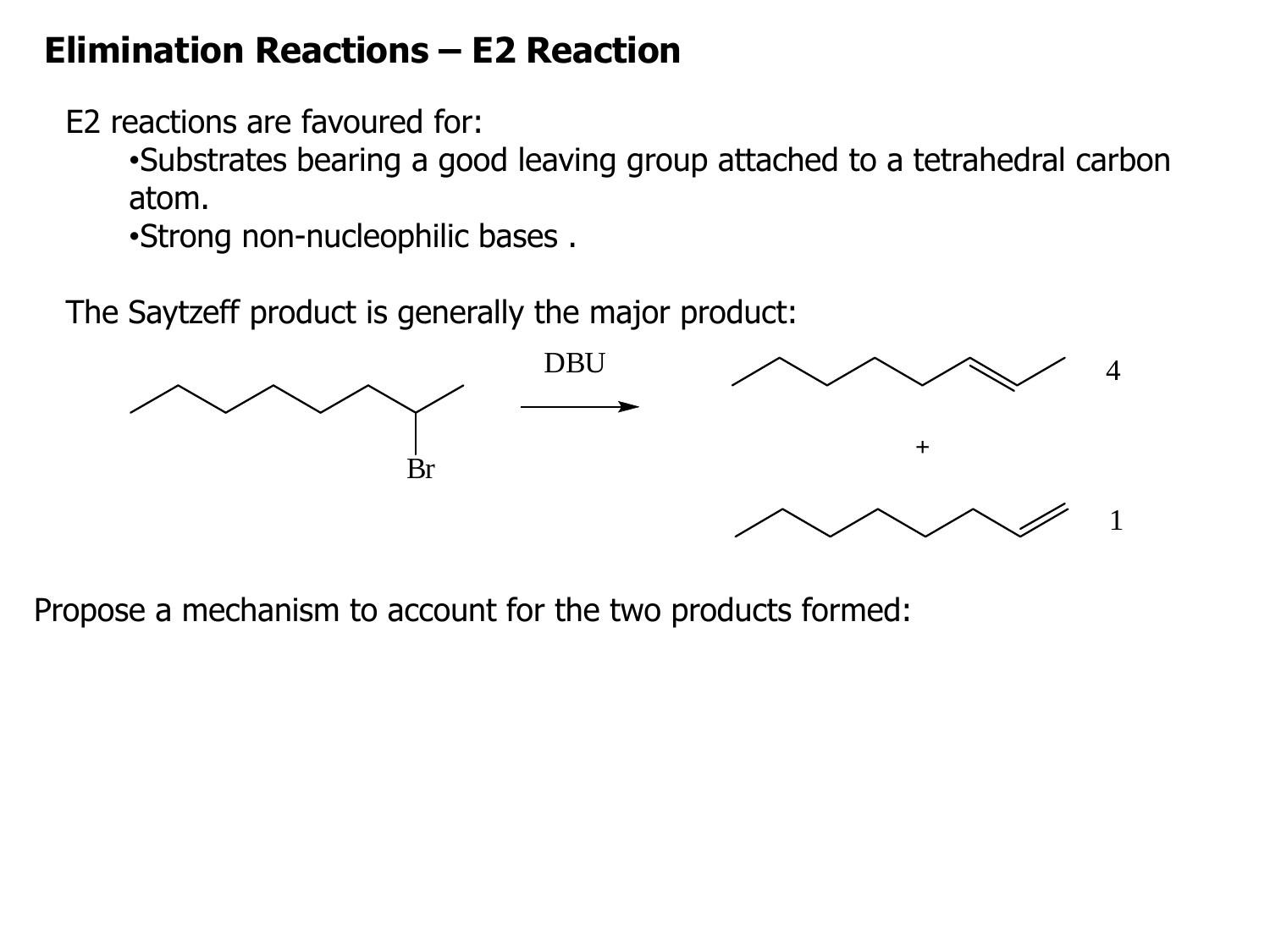# Elimination Reactions – E2 Reaction

E2 reactions are favoured for:

- Substrates bearing a good leaving group attached to a tetrahedral carbon atom.
- Strong non-nucleophilic bases .

The Saytzeff product is generally the major product:

DBU

4

+

1

Br

Propose a mechanism to account for the two products formed: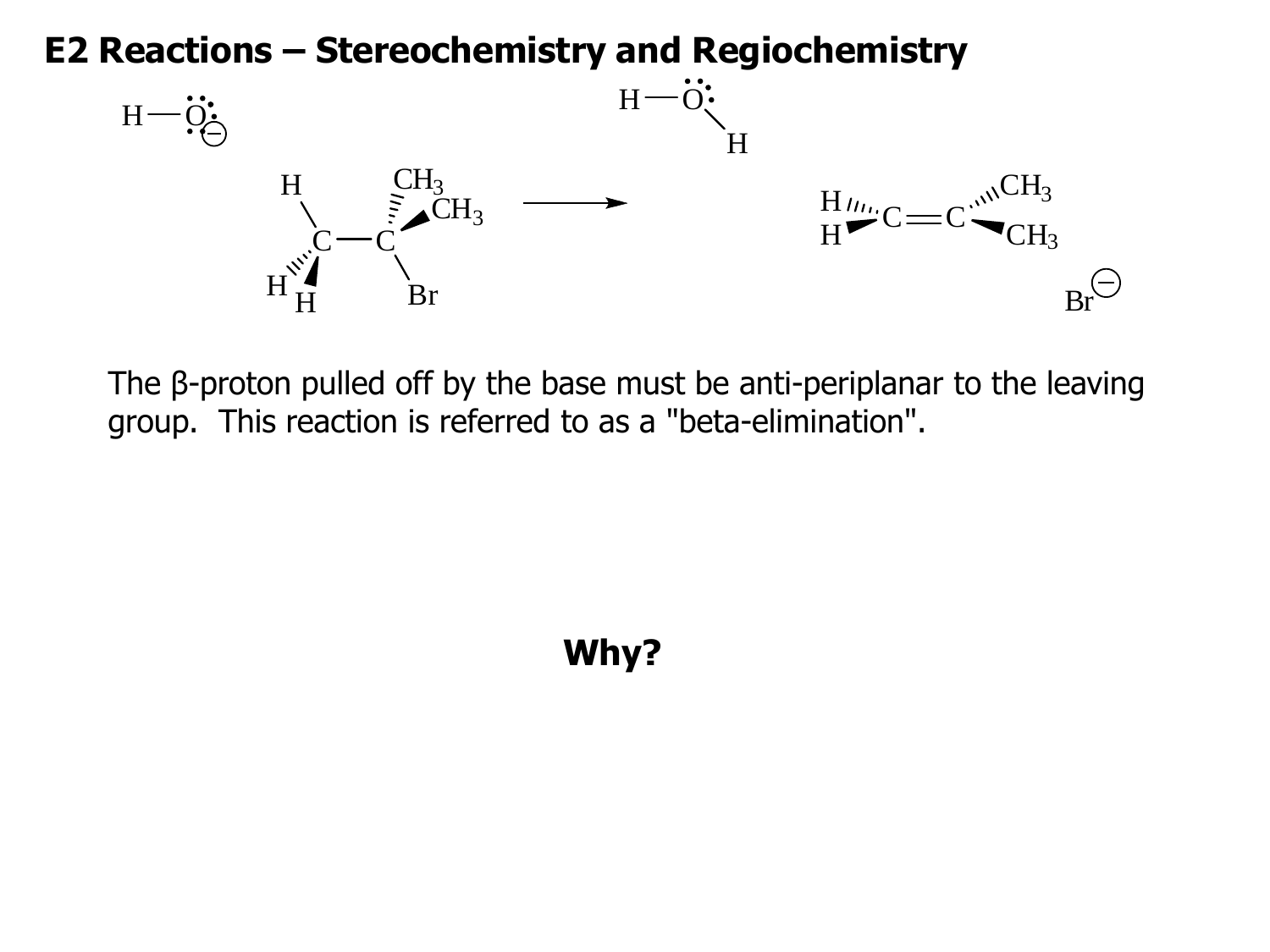# E2 Reactions – Stereochemistry and Regiochemistry

The β-proton pulled off by the base must be anti-periplanar to the leaving group. This reaction is referred to as a "beta-elimination".

**Why?**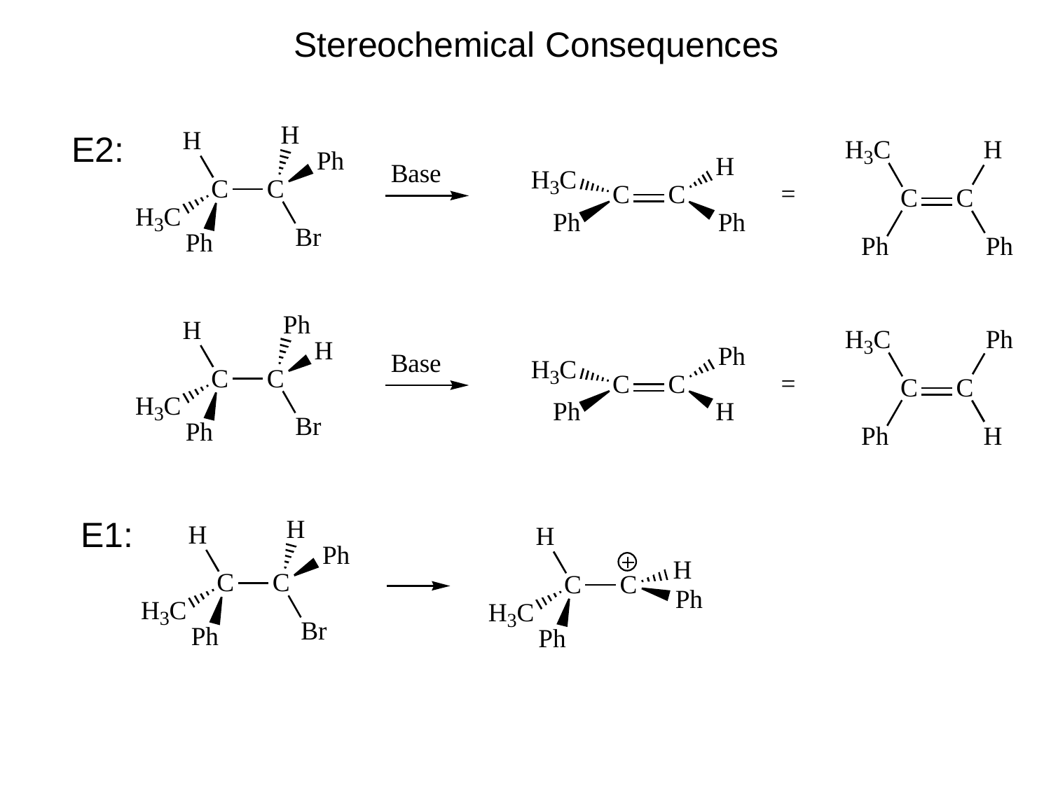# Stereochemical Consequences

**E2:**

H, $H_3C$, Ph — C — C — H, Ph, Br $\xrightarrow{\text{Base}}$ $H_3C$, Ph — C═C — H, Ph =

| $H_3C$ | | H |
|---|---|---|
| | C═C | |
| Ph | | Ph |

H, $H_3C$, Ph — C — C — Ph, H, Br $\xrightarrow{\text{Base}}$ $H_3C$, Ph — C═C — Ph, H =

| $H_3C$ | | Ph |
|---|---|---|
| | C═C | |
| Ph | | H |

**E1:**

H, $H_3C$, Ph — C — C — H, Ph, Br $\longrightarrow$ H, $H_3C$, Ph — C — $C^{\oplus}$ — H, Ph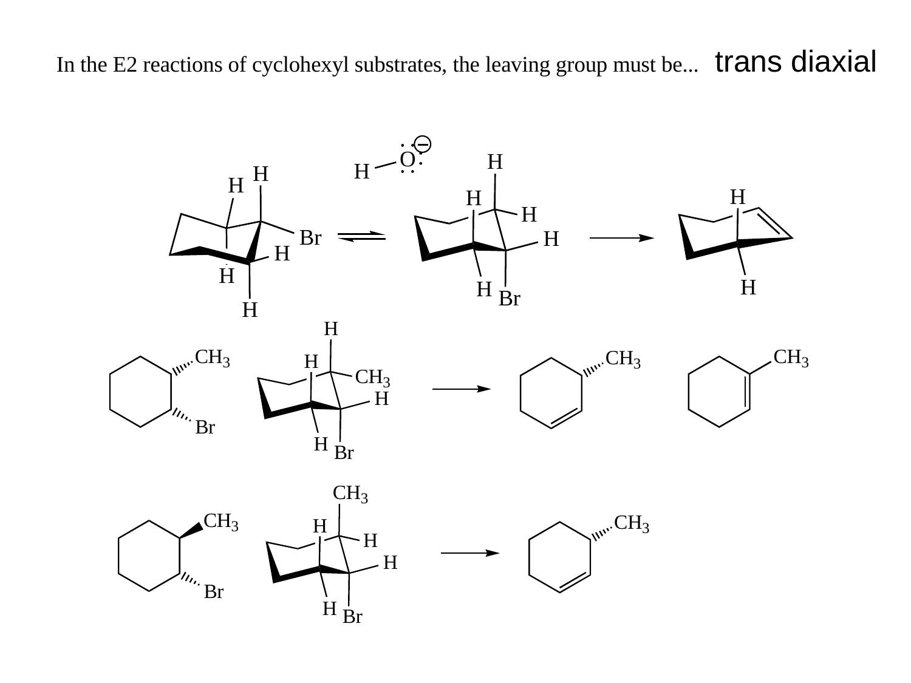In the E2 reactions of cyclohexyl substrates, the leaving group must be... trans diaxial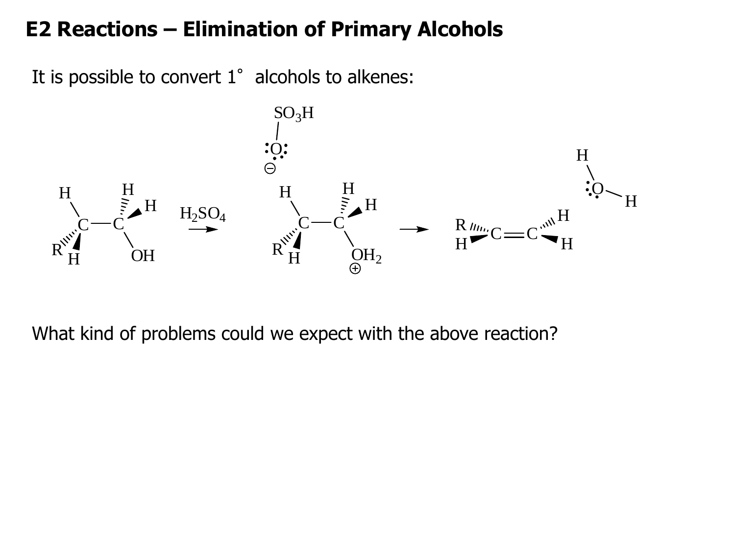# E2 Reactions – Elimination of Primary Alcohols

It is possible to convert 1° alcohols to alkenes:

$$RCH_2CH_2OH \xrightarrow{H_2SO_4} RCH_2CH_2OH_2^{+} \; (+\; HSO_4^{-}) \longrightarrow RCH{=}CH_2 + H_3O^{+}$$

What kind of problems could we expect with the above reaction?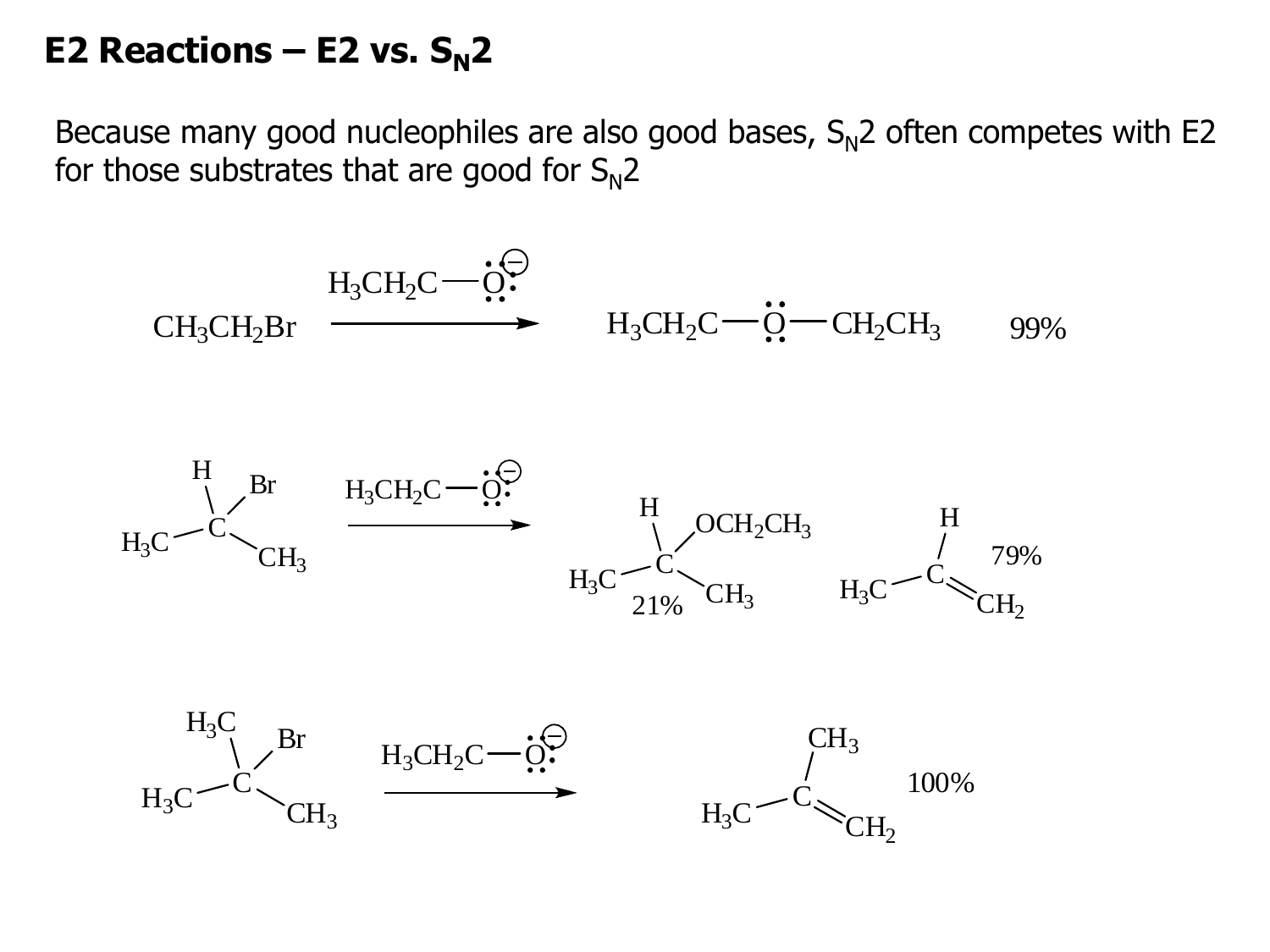## E2 Reactions – E2 vs. $S_N2$

Because many good nucleophiles are also good bases, $S_N2$ often competes with E2 for those substrates that are good for $S_N2$

$$CH_3CH_2Br \xrightarrow{H_3CH_2C-O^-} H_3CH_2C-O-CH_2CH_3 \quad 99\%$$

$$(CH_3)_2CHBr \xrightarrow{H_3CH_2C-O^-} (CH_3)_2CH-OCH_2CH_3 \; (21\%) \; + \; H_3C-CH=CH_2 \; (79\%)$$

$$(CH_3)_3CBr \xrightarrow{H_3CH_2C-O^-} (CH_3)_2C=CH_2 \quad 100\%$$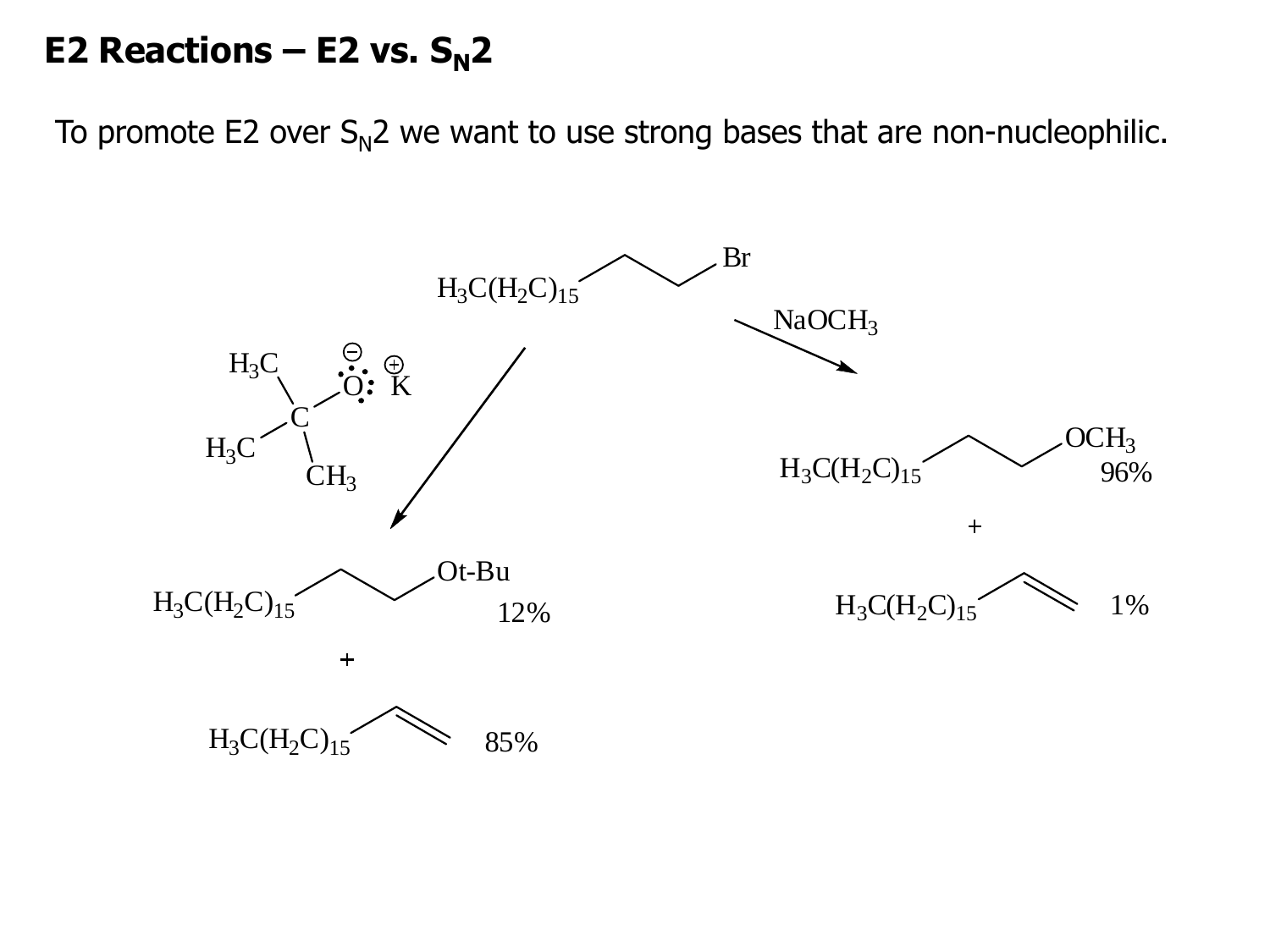# E2 Reactions – E2 vs. $S_N2$

To promote E2 over $S_N2$ we want to use strong bases that are non-nucleophilic.

$H_3C(H_2C)_{15}CH_2CH_2Br$

With $(CH_3)_3CO^- K^+$:

- $H_3C(H_2C)_{15}CH_2CH_2$–Ot-Bu — 12%
- \+ $H_3C(H_2C)_{15}CH=CH_2$ — 85%

With $NaOCH_3$:

- $H_3C(H_2C)_{15}CH_2CH_2OCH_3$ — 96%
- \+ $H_3C(H_2C)_{15}CH=CH_2$ — 1%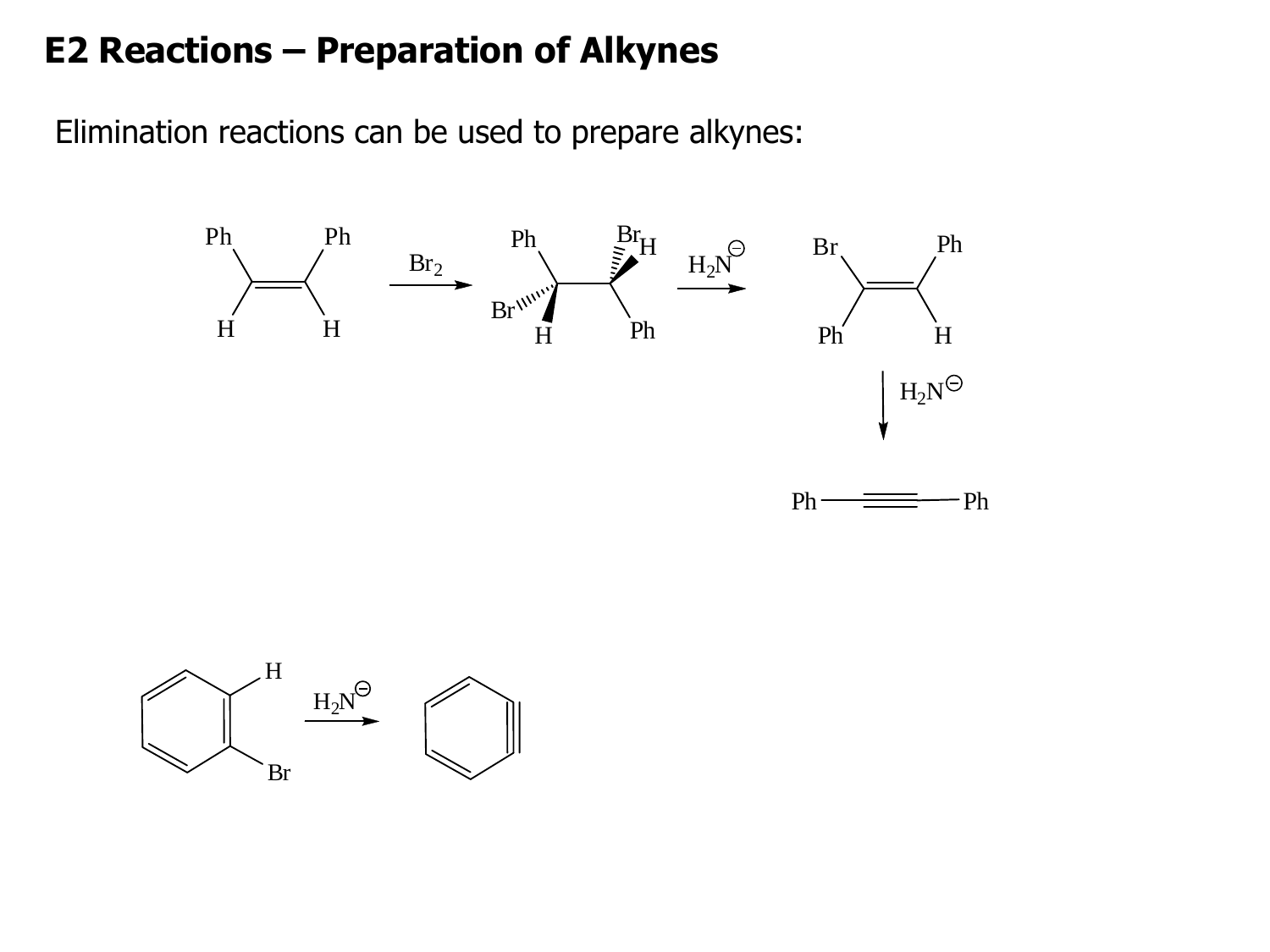# E2 Reactions – Preparation of Alkynes

Elimination reactions can be used to prepare alkynes: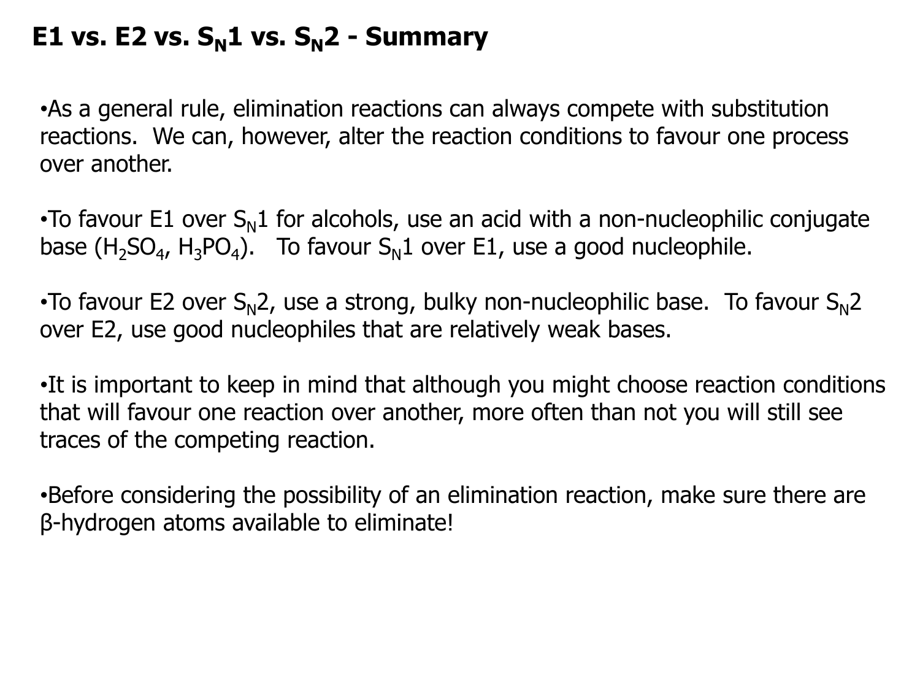# E1 vs. E2 vs. $S_N1$ vs. $S_N2$ - Summary

- As a general rule, elimination reactions can always compete with substitution reactions. We can, however, alter the reaction conditions to favour one process over another.

- To favour E1 over $S_N1$ for alcohols, use an acid with a non-nucleophilic conjugate base ($H_2SO_4$, $H_3PO_4$). To favour $S_N1$ over E1, use a good nucleophile.

- To favour E2 over $S_N2$, use a strong, bulky non-nucleophilic base. To favour $S_N2$ over E2, use good nucleophiles that are relatively weak bases.

- It is important to keep in mind that although you might choose reaction conditions that will favour one reaction over another, more often than not you will still see traces of the competing reaction.

- Before considering the possibility of an elimination reaction, make sure there are β-hydrogen atoms available to eliminate!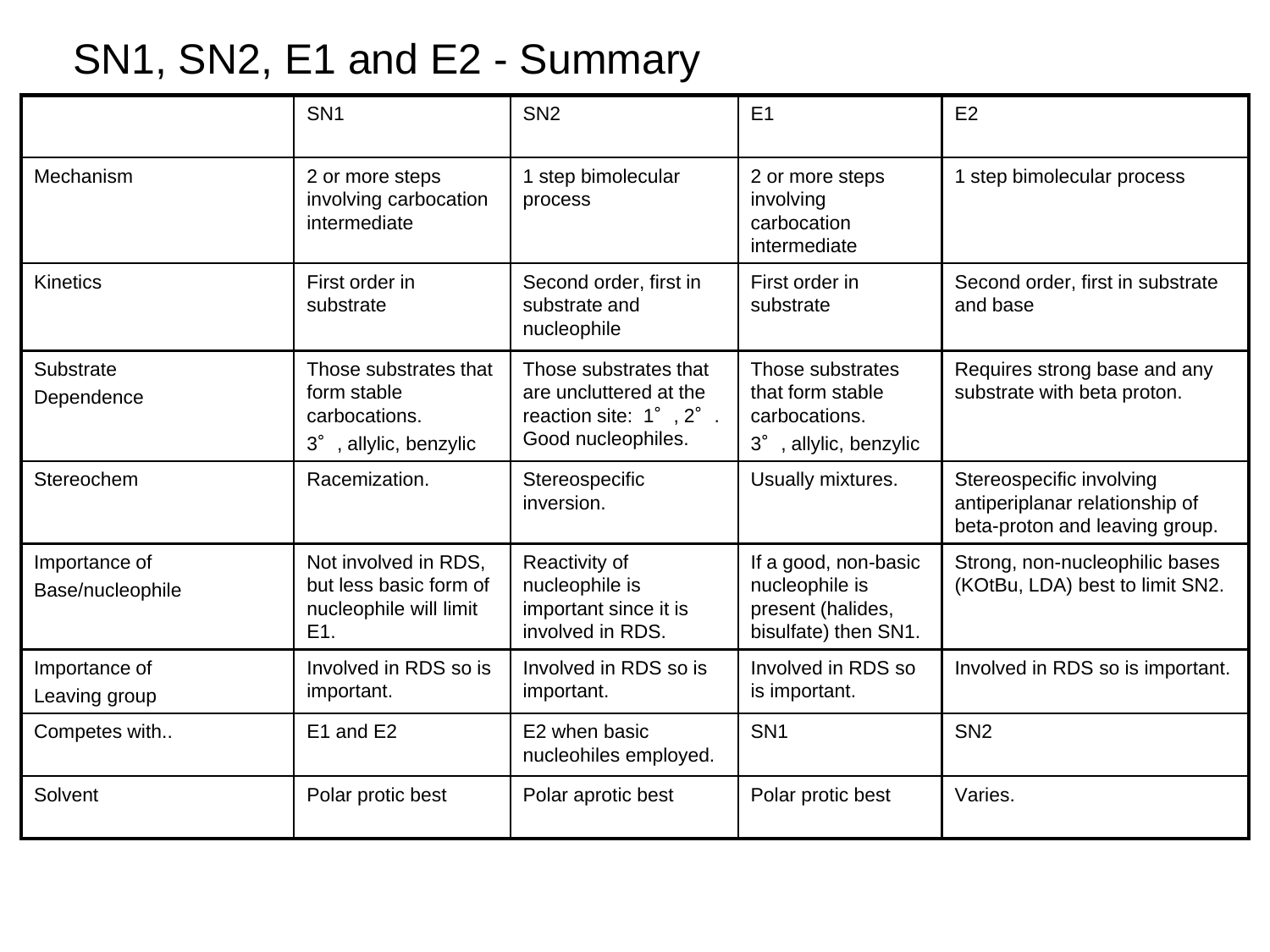# SN1, SN2, E1 and E2 - Summary

| | SN1 | SN2 | E1 | E2 |
|---|---|---|---|---|
| Mechanism | 2 or more steps involving carbocation intermediate | 1 step bimolecular process | 2 or more steps involving carbocation intermediate | 1 step bimolecular process |
| Kinetics | First order in substrate | Second order, first in substrate and nucleophile | First order in substrate | Second order, first in substrate and base |
| Substrate Dependence | Those substrates that form stable carbocations. 3°, allylic, benzylic | Those substrates that are uncluttered at the reaction site: 1°, 2°. Good nucleophiles. | Those substrates that form stable carbocations. 3°, allylic, benzylic | Requires strong base and any substrate with beta proton. |
| Stereochem | Racemization. | Stereospecific inversion. | Usually mixtures. | Stereospecific involving antiperiplanar relationship of beta-proton and leaving group. |
| Importance of Base/nucleophile | Not involved in RDS, but less basic form of nucleophile will limit E1. | Reactivity of nucleophile is important since it is involved in RDS. | If a good, non-basic nucleophile is present (halides, bisulfate) then SN1. | Strong, non-nucleophilic bases (KOtBu, LDA) best to limit SN2. |
| Importance of Leaving group | Involved in RDS so is important. | Involved in RDS so is important. | Involved in RDS so is important. | Involved in RDS so is important. |
| Competes with.. | E1 and E2 | E2 when basic nucleohiles employed. | SN1 | SN2 |
| Solvent | Polar protic best | Polar aprotic best | Polar protic best | Varies. |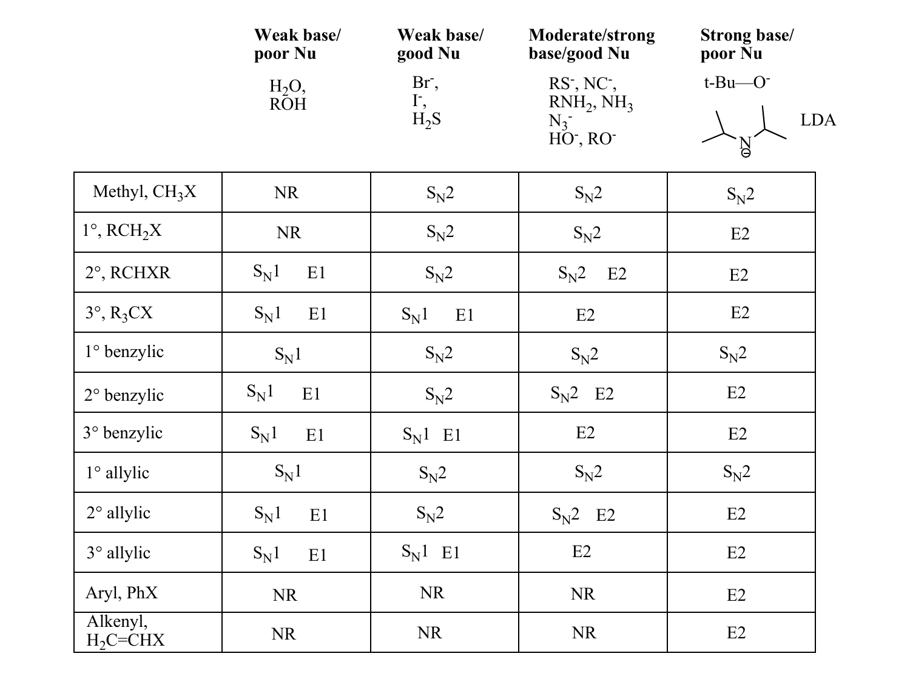| | Weak base/ poor Nu<br>$H_2O$, ROH | Weak base/ good Nu<br>$Br^-$, $I^-$, $H_2S$ | Moderate/strong base/good Nu<br>$RS^-$, $NC^-$, $RNH_2$, $NH_3$, $N_3^-$, $HO^-$, $RO^-$ | Strong base/ poor Nu<br>t-Bu—$O^-$, LDA |
|---|---|---|---|---|
| Methyl, $CH_3X$ | NR | $S_N2$ | $S_N2$ | $S_N2$ |
| 1°, $RCH_2X$ | NR | $S_N2$ | $S_N2$ | E2 |
| 2°, RCHXR | $S_N1$ E1 | $S_N2$ | $S_N2$ E2 | E2 |
| 3°, $R_3CX$ | $S_N1$ E1 | $S_N1$ E1 | E2 | E2 |
| 1° benzylic | $S_N1$ | $S_N2$ | $S_N2$ | $S_N2$ |
| 2° benzylic | $S_N1$ E1 | $S_N2$ | $S_N2$ E2 | E2 |
| 3° benzylic | $S_N1$ E1 | $S_N1$ E1 | E2 | E2 |
| 1° allylic | $S_N1$ | $S_N2$ | $S_N2$ | $S_N2$ |
| 2° allylic | $S_N1$ E1 | $S_N2$ | $S_N2$ E2 | E2 |
| 3° allylic | $S_N1$ E1 | $S_N1$ E1 | E2 | E2 |
| Aryl, PhX | NR | NR | NR | E2 |
| Alkenyl, $H_2C{=}CHX$ | NR | NR | NR | E2 |